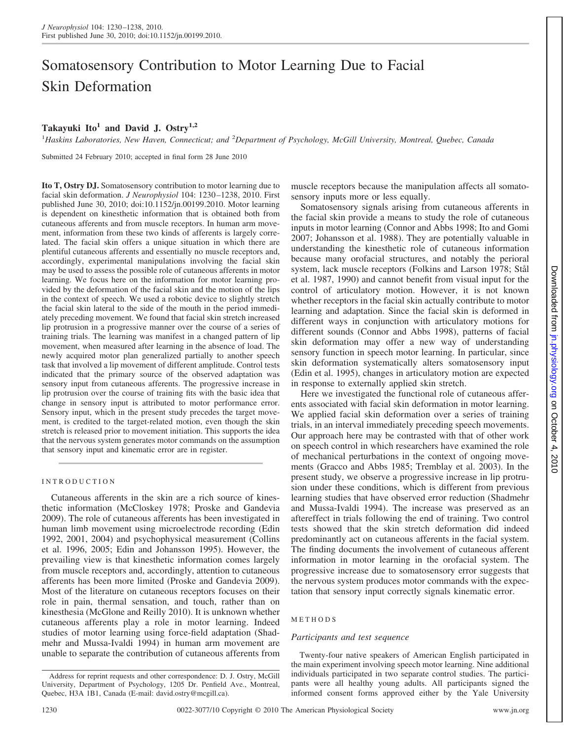# Somatosensory Contribution to Motor Learning Due to Facial Skin Deformation

## Takayuki Ito[1] and David J. Ostry[1,2]

[1]*Haskins Laboratories, New Haven, Connecticut; and* [2]*Department of Psychology, McGill University, Montreal, Quebec, Canada*

Submitted 24 February 2010; accepted in final form 28 June 2010

**Ito T, Ostry DJ.** Somatosensory contribution to motor learning due to facial skin deformation. *J Neurophysiol* 104: 1230–1238, 2010. First published June 30, 2010; doi:10.1152/jn.00199.2010. Motor learning is dependent on kinesthetic information that is obtained both from cutaneous afferents and from muscle receptors. In human arm movement, information from these two kinds of afferents is largely correlated. The facial skin offers a unique situation in which there are plentiful cutaneous afferents and essentially no muscle receptors and, accordingly, experimental manipulations involving the facial skin may be used to assess the possible role of cutaneous afferents in motor learning. We focus here on the information for motor learning provided by the deformation of the facial skin and the motion of the lips in the context of speech. We used a robotic device to slightly stretch the facial skin lateral to the side of the mouth in the period immediately preceding movement. We found that facial skin stretch increased lip protrusion in a progressive manner over the course of a series of training trials. The learning was manifest in a changed pattern of lip movement, when measured after learning in the absence of load. The newly acquired motor plan generalized partially to another speech task that involved a lip movement of different amplitude. Control tests indicated that the primary source of the observed adaptation was sensory input from cutaneous afferents. The progressive increase in lip protrusion over the course of training fits with the basic idea that change in sensory input is attributed to motor performance error. Sensory input, which in the present study precedes the target movement, is credited to the target-related motion, even though the skin stretch is released prior to movement initiation. This supports the idea that the nervous system generates motor commands on the assumption that sensory input and kinematic error are in register.

## INTRODUCTION

Cutaneous afferents in the skin are a rich source of kinesthetic information (McCloskey 1978; Proske and Gandevia 2009). The role of cutaneous afferents has been investigated in human limb movement using microelectrode recording (Edin 1992, 2001, 2004) and psychophysical measurement (Collins et al. 1996, 2005; Edin and Johansson 1995). However, the prevailing view is that kinesthetic information comes largely from muscle receptors and, accordingly, attention to cutaneous afferents has been more limited (Proske and Gandevia 2009). Most of the literature on cutaneous receptors focuses on their role in pain, thermal sensation, and touch, rather than on kinesthesia (McGlone and Reilly 2010). It is unknown whether cutaneous afferents play a role in motor learning. Indeed studies of motor learning using force-field adaptation (Shadmehr and Mussa-Ivaldi 1994) in human arm movement are unable to separate the contribution of cutaneous afferents from muscle receptors because the manipulation affects all somatosensory inputs more or less equally.

Somatosensory signals arising from cutaneous afferents in the facial skin provide a means to study the role of cutaneous inputs in motor learning (Connor and Abbs 1998; Ito and Gomi 2007; Johansson et al. 1988). They are potentially valuable in understanding the kinesthetic role of cutaneous information because many orofacial structures, and notably the perioral system, lack muscle receptors (Folkins and Larson 1978; Stål et al. 1987, 1990) and cannot benefit from visual input for the control of articulatory motion. However, it is not known whether receptors in the facial skin actually contribute to motor learning and adaptation. Since the facial skin is deformed in different ways in conjunction with articulatory motions for different sounds (Connor and Abbs 1998), patterns of facial skin deformation may offer a new way of understanding sensory function in speech motor learning. In particular, since skin deformation systematically alters somatosensory input (Edin et al. 1995), changes in articulatory motion are expected in response to externally applied skin stretch.

Here we investigated the functional role of cutaneous afferents associated with facial skin deformation in motor learning. We applied facial skin deformation over a series of training trials, in an interval immediately preceding speech movements. Our approach here may be contrasted with that of other work on speech control in which researchers have examined the role of mechanical perturbations in the context of ongoing movements (Gracco and Abbs 1985; Tremblay et al. 2003). In the present study, we observe a progressive increase in lip protrusion under these conditions, which is different from previous learning studies that have observed error reduction (Shadmehr and Mussa-Ivaldi 1994). The increase was preserved as an aftereffect in trials following the end of training. Two control tests showed that the skin stretch deformation did indeed predominantly act on cutaneous afferents in the facial system. The finding documents the involvement of cutaneous afferent information in motor learning in the orofacial system. The progressive increase due to somatosensory error suggests that the nervous system produces motor commands with the expectation that sensory input correctly signals kinematic error.

## METHODS

### Participants and test sequence

Twenty-four native speakers of American English participated in the main experiment involving speech motor learning. Nine additional individuals participated in two separate control studies. The participants were all healthy young adults. All participants signed the informed consent forms approved either by the Yale University

Address for reprint requests and other correspondence: D. J. Ostry, McGill University, Department of Psychology, 1205 Dr. Penfield Ave., Montreal, Quebec, H3A 1B1, Canada (E-mail: david.ostry@mcgill.ca).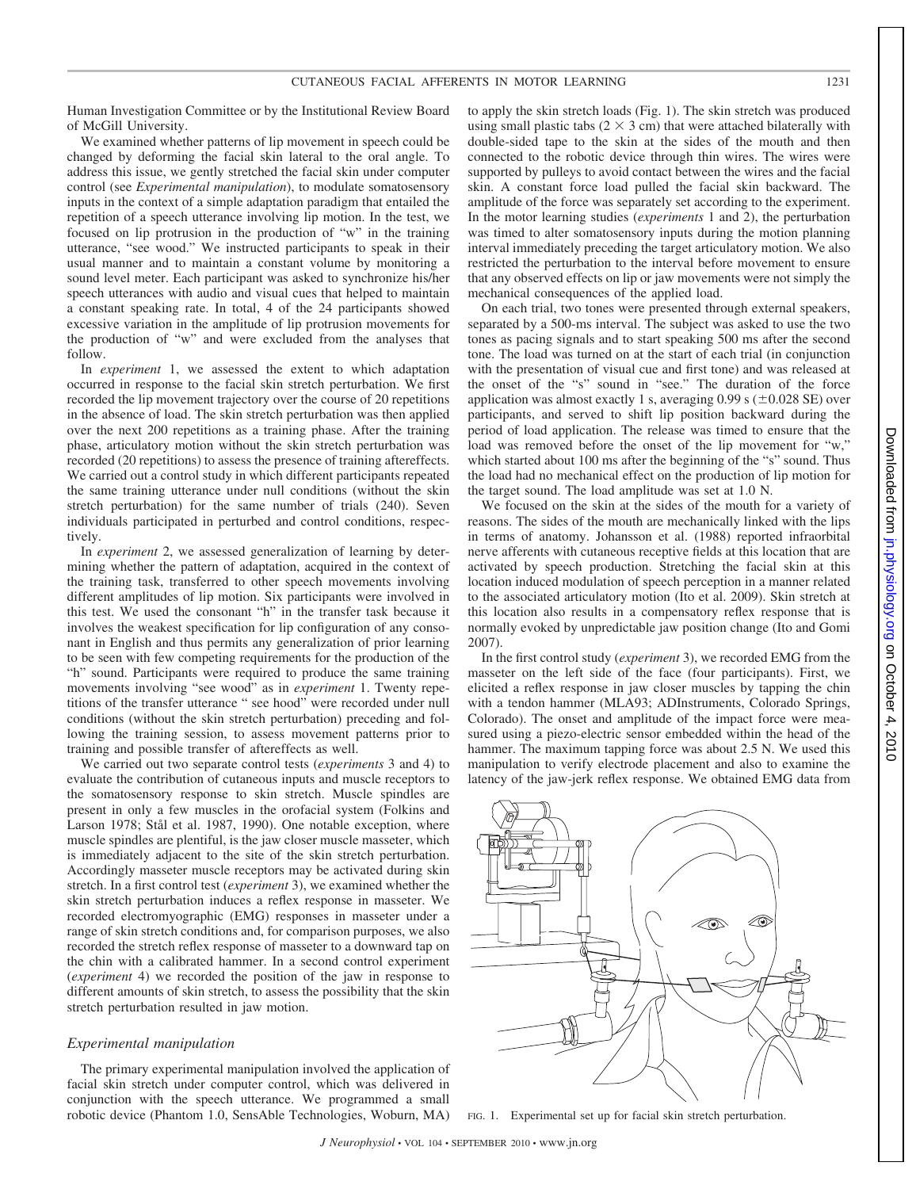Human Investigation Committee or by the Institutional Review Board of McGill University.

We examined whether patterns of lip movement in speech could be changed by deforming the facial skin lateral to the oral angle. To address this issue, we gently stretched the facial skin under computer control (see *Experimental manipulation*), to modulate somatosensory inputs in the context of a simple adaptation paradigm that entailed the repetition of a speech utterance involving lip motion. In the test, we focused on lip protrusion in the production of "w" in the training utterance, "see wood." We instructed participants to speak in their usual manner and to maintain a constant volume by monitoring a sound level meter. Each participant was asked to synchronize his/her speech utterances with audio and visual cues that helped to maintain a constant speaking rate. In total, 4 of the 24 participants showed excessive variation in the amplitude of lip protrusion movements for the production of "w" and were excluded from the analyses that follow.

In *experiment* 1, we assessed the extent to which adaptation occurred in response to the facial skin stretch perturbation. We first recorded the lip movement trajectory over the course of 20 repetitions in the absence of load. The skin stretch perturbation was then applied over the next 200 repetitions as a training phase. After the training phase, articulatory motion without the skin stretch perturbation was recorded (20 repetitions) to assess the presence of training aftereffects. We carried out a control study in which different participants repeated the same training utterance under null conditions (without the skin stretch perturbation) for the same number of trials (240). Seven individuals participated in perturbed and control conditions, respectively.

In *experiment* 2, we assessed generalization of learning by determining whether the pattern of adaptation, acquired in the context of the training task, transferred to other speech movements involving different amplitudes of lip motion. Six participants were involved in this test. We used the consonant "h" in the transfer task because it involves the weakest specification for lip configuration of any consonant in English and thus permits any generalization of prior learning to be seen with few competing requirements for the production of the "h" sound. Participants were required to produce the same training movements involving "see wood" as in *experiment* 1. Twenty repetitions of the transfer utterance " see hood" were recorded under null conditions (without the skin stretch perturbation) preceding and following the training session, to assess movement patterns prior to training and possible transfer of aftereffects as well.

We carried out two separate control tests (*experiments* 3 and 4) to evaluate the contribution of cutaneous inputs and muscle receptors to the somatosensory response to skin stretch. Muscle spindles are present in only a few muscles in the orofacial system (Folkins and Larson 1978; Stål et al. 1987, 1990). One notable exception, where muscle spindles are plentiful, is the jaw closer muscle masseter, which is immediately adjacent to the site of the skin stretch perturbation. Accordingly masseter muscle receptors may be activated during skin stretch. In a first control test (*experiment* 3), we examined whether the skin stretch perturbation induces a reflex response in masseter. We recorded electromyographic (EMG) responses in masseter under a range of skin stretch conditions and, for comparison purposes, we also recorded the stretch reflex response of masseter to a downward tap on the chin with a calibrated hammer. In a second control experiment (*experiment* 4) we recorded the position of the jaw in response to different amounts of skin stretch, to assess the possibility that the skin stretch perturbation resulted in jaw motion.

## *Experimental manipulation*

The primary experimental manipulation involved the application of facial skin stretch under computer control, which was delivered in conjunction with the speech utterance. We programmed a small robotic device (Phantom 1.0, SensAble Technologies, Woburn, MA) to apply the skin stretch loads (Fig. 1). The skin stretch was produced using small plastic tabs ($2 \times 3$ cm) that were attached bilaterally with double-sided tape to the skin at the sides of the mouth and then connected to the robotic device through thin wires. The wires were supported by pulleys to avoid contact between the wires and the facial skin. A constant force load pulled the facial skin backward. The amplitude of the force was separately set according to the experiment. In the motor learning studies (*experiments* 1 and 2), the perturbation was timed to alter somatosensory inputs during the motion planning interval immediately preceding the target articulatory motion. We also restricted the perturbation to the interval before movement to ensure that any observed effects on lip or jaw movements were not simply the mechanical consequences of the applied load.

On each trial, two tones were presented through external speakers, separated by a 500-ms interval. The subject was asked to use the two tones as pacing signals and to start speaking 500 ms after the second tone. The load was turned on at the start of each trial (in conjunction with the presentation of visual cue and first tone) and was released at the onset of the "s" sound in "see." The duration of the force application was almost exactly 1 s, averaging 0.99 s ($\pm$0.028 SE) over participants, and served to shift lip position backward during the period of load application. The release was timed to ensure that the load was removed before the onset of the lip movement for "w," which started about 100 ms after the beginning of the "s" sound. Thus the load had no mechanical effect on the production of lip motion for the target sound. The load amplitude was set at 1.0 N.

We focused on the skin at the sides of the mouth for a variety of reasons. The sides of the mouth are mechanically linked with the lips in terms of anatomy. Johansson et al. (1988) reported infraorbital nerve afferents with cutaneous receptive fields at this location that are activated by speech production. Stretching the facial skin at this location induced modulation of speech perception in a manner related to the associated articulatory motion (Ito et al. 2009). Skin stretch at this location also results in a compensatory reflex response that is normally evoked by unpredictable jaw position change (Ito and Gomi 2007).

In the first control study (*experiment* 3), we recorded EMG from the masseter on the left side of the face (four participants). First, we elicited a reflex response in jaw closer muscles by tapping the chin with a tendon hammer (MLA93; ADInstruments, Colorado Springs, Colorado). The onset and amplitude of the impact force were measured using a piezo-electric sensor embedded within the head of the hammer. The maximum tapping force was about 2.5 N. We used this manipulation to verify electrode placement and also to examine the latency of the jaw-jerk reflex response. We obtained EMG data from

FIG. 1. Experimental set up for facial skin stretch perturbation.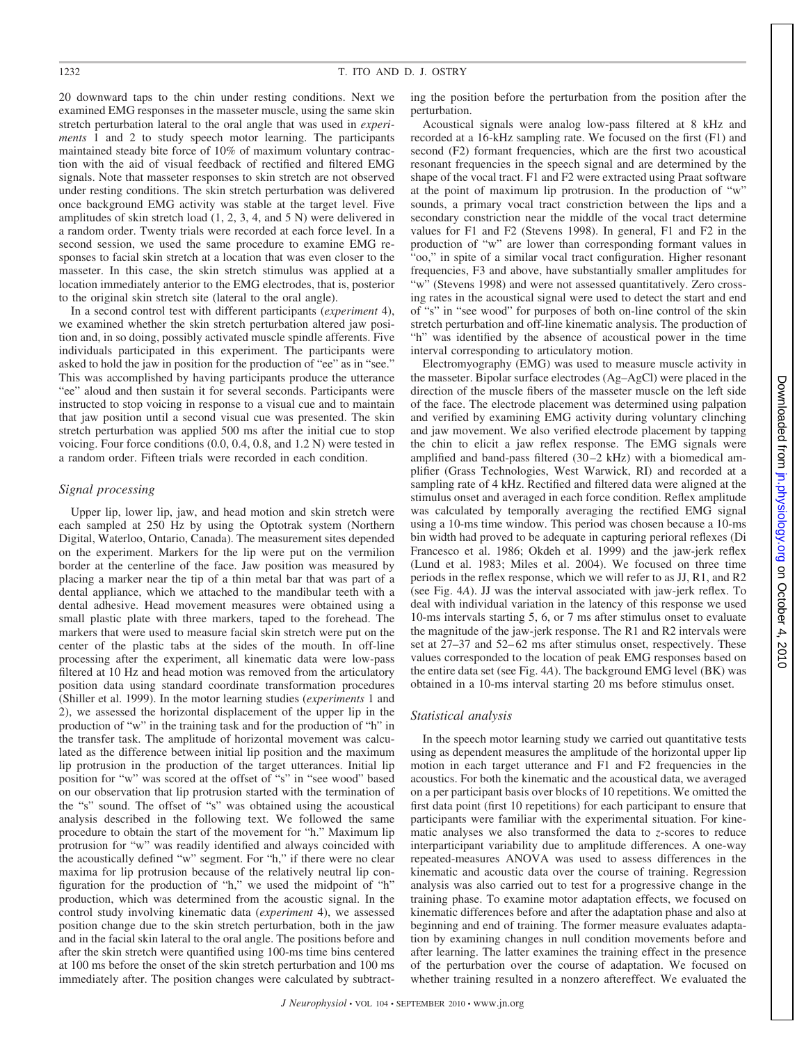20 downward taps to the chin under resting conditions. Next we examined EMG responses in the masseter muscle, using the same skin stretch perturbation lateral to the oral angle that was used in *experiments* 1 and 2 to study speech motor learning. The participants maintained steady bite force of 10% of maximum voluntary contraction with the aid of visual feedback of rectified and filtered EMG signals. Note that masseter responses to skin stretch are not observed under resting conditions. The skin stretch perturbation was delivered once background EMG activity was stable at the target level. Five amplitudes of skin stretch load (1, 2, 3, 4, and 5 N) were delivered in a random order. Twenty trials were recorded at each force level. In a second session, we used the same procedure to examine EMG responses to facial skin stretch at a location that was even closer to the masseter. In this case, the skin stretch stimulus was applied at a location immediately anterior to the EMG electrodes, that is, posterior to the original skin stretch site (lateral to the oral angle).

In a second control test with different participants (*experiment* 4), we examined whether the skin stretch perturbation altered jaw position and, in so doing, possibly activated muscle spindle afferents. Five individuals participated in this experiment. The participants were asked to hold the jaw in position for the production of "ee" as in "see." This was accomplished by having participants produce the utterance "ee" aloud and then sustain it for several seconds. Participants were instructed to stop voicing in response to a visual cue and to maintain that jaw position until a second visual cue was presented. The skin stretch perturbation was applied 500 ms after the initial cue to stop voicing. Four force conditions (0.0, 0.4, 0.8, and 1.2 N) were tested in a random order. Fifteen trials were recorded in each condition.

### *Signal processing*

Upper lip, lower lip, jaw, and head motion and skin stretch were each sampled at 250 Hz by using the Optotrak system (Northern Digital, Waterloo, Ontario, Canada). The measurement sites depended on the experiment. Markers for the lip were put on the vermilion border at the centerline of the face. Jaw position was measured by placing a marker near the tip of a thin metal bar that was part of a dental appliance, which we attached to the mandibular teeth with a dental adhesive. Head movement measures were obtained using a small plastic plate with three markers, taped to the forehead. The markers that were used to measure facial skin stretch were put on the center of the plastic tabs at the sides of the mouth. In off-line processing after the experiment, all kinematic data were low-pass filtered at 10 Hz and head motion was removed from the articulatory position data using standard coordinate transformation procedures (Shiller et al. 1999). In the motor learning studies (*experiments* 1 and 2), we assessed the horizontal displacement of the upper lip in the production of "w" in the training task and for the production of "h" in the transfer task. The amplitude of horizontal movement was calculated as the difference between initial lip position and the maximum lip protrusion in the production of the target utterances. Initial lip position for "w" was scored at the offset of "s" in "see wood" based on our observation that lip protrusion started with the termination of the "s" sound. The offset of "s" was obtained using the acoustical analysis described in the following text. We followed the same procedure to obtain the start of the movement for "h." Maximum lip protrusion for "w" was readily identified and always coincided with the acoustically defined "w" segment. For "h," if there were no clear maxima for lip protrusion because of the relatively neutral lip configuration for the production of "h," we used the midpoint of "h" production, which was determined from the acoustic signal. In the control study involving kinematic data (*experiment* 4), we assessed position change due to the skin stretch perturbation, both in the jaw and in the facial skin lateral to the oral angle. The positions before and after the skin stretch were quantified using 100-ms time bins centered at 100 ms before the onset of the skin stretch perturbation and 100 ms immediately after. The position changes were calculated by subtracting the position before the perturbation from the position after the perturbation.

Acoustical signals were analog low-pass filtered at 8 kHz and recorded at a 16-kHz sampling rate. We focused on the first (F1) and second (F2) formant frequencies, which are the first two acoustical resonant frequencies in the speech signal and are determined by the shape of the vocal tract. F1 and F2 were extracted using Praat software at the point of maximum lip protrusion. In the production of "w" sounds, a primary vocal tract constriction between the lips and a secondary constriction near the middle of the vocal tract determine values for F1 and F2 (Stevens 1998). In general, F1 and F2 in the production of "w" are lower than corresponding formant values in "oo," in spite of a similar vocal tract configuration. Higher resonant frequencies, F3 and above, have substantially smaller amplitudes for "w" (Stevens 1998) and were not assessed quantitatively. Zero crossing rates in the acoustical signal were used to detect the start and end of "s" in "see wood" for purposes of both on-line control of the skin stretch perturbation and off-line kinematic analysis. The production of "h" was identified by the absence of acoustical power in the time interval corresponding to articulatory motion.

Electromyography (EMG) was used to measure muscle activity in the masseter. Bipolar surface electrodes (Ag–AgCl) were placed in the direction of the muscle fibers of the masseter muscle on the left side of the face. The electrode placement was determined using palpation and verified by examining EMG activity during voluntary clinching and jaw movement. We also verified electrode placement by tapping the chin to elicit a jaw reflex response. The EMG signals were amplified and band-pass filtered (30–2 kHz) with a biomedical amplifier (Grass Technologies, West Warwick, RI) and recorded at a sampling rate of 4 kHz. Rectified and filtered data were aligned at the stimulus onset and averaged in each force condition. Reflex amplitude was calculated by temporally averaging the rectified EMG signal using a 10-ms time window. This period was chosen because a 10-ms bin width had proved to be adequate in capturing perioral reflexes (Di Francesco et al. 1986; Okdeh et al. 1999) and the jaw-jerk reflex (Lund et al. 1983; Miles et al. 2004). We focused on three time periods in the reflex response, which we will refer to as JJ, R1, and R2 (see Fig. 4*A*). JJ was the interval associated with jaw-jerk reflex. To deal with individual variation in the latency of this response we used 10-ms intervals starting 5, 6, or 7 ms after stimulus onset to evaluate the magnitude of the jaw-jerk response. The R1 and R2 intervals were set at 27–37 and 52–62 ms after stimulus onset, respectively. These values corresponded to the location of peak EMG responses based on the entire data set (see Fig. 4*A*). The background EMG level (BK) was obtained in a 10-ms interval starting 20 ms before stimulus onset.

### *Statistical analysis*

In the speech motor learning study we carried out quantitative tests using as dependent measures the amplitude of the horizontal upper lip motion in each target utterance and F1 and F2 frequencies in the acoustics. For both the kinematic and the acoustical data, we averaged on a per participant basis over blocks of 10 repetitions. We omitted the first data point (first 10 repetitions) for each participant to ensure that participants were familiar with the experimental situation. For kinematic analyses we also transformed the data to *z*-scores to reduce interparticipant variability due to amplitude differences. A one-way repeated-measures ANOVA was used to assess differences in the kinematic and acoustic data over the course of training. Regression analysis was also carried out to test for a progressive change in the training phase. To examine motor adaptation effects, we focused on kinematic differences before and after the adaptation phase and also at beginning and end of training. The former measure evaluates adaptation by examining changes in null condition movements before and after learning. The latter examines the training effect in the presence of the perturbation over the course of adaptation. We focused on whether training resulted in a nonzero aftereffect. We evaluated the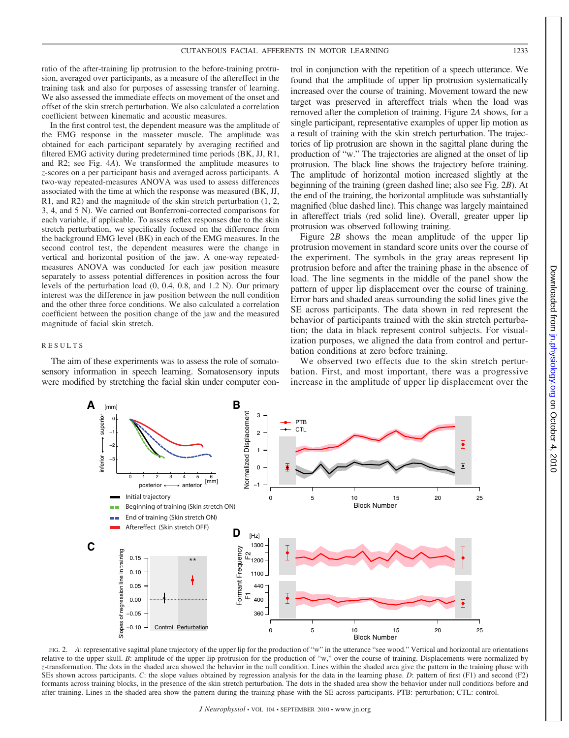ratio of the after-training lip protrusion to the before-training protrusion, averaged over participants, as a measure of the aftereffect in the training task and also for purposes of assessing transfer of learning. We also assessed the immediate effects on movement of the onset and offset of the skin stretch perturbation. We also calculated a correlation coefficient between kinematic and acoustic measures.

In the first control test, the dependent measure was the amplitude of the EMG response in the masseter muscle. The amplitude was obtained for each participant separately by averaging rectified and filtered EMG activity during predetermined time periods (BK, JJ, R1, and R2; see Fig. 4*A*). We transformed the amplitude measures to *z*-scores on a per participant basis and averaged across participants. A two-way repeated-measures ANOVA was used to assess differences associated with the time at which the response was measured (BK, JJ, R1, and R2) and the magnitude of the skin stretch perturbation (1, 2, 3, 4, and 5 N). We carried out Bonferroni-corrected comparisons for each variable, if applicable. To assess reflex responses due to the skin stretch perturbation, we specifically focused on the difference from the background EMG level (BK) in each of the EMG measures. In the second control test, the dependent measures were the change in vertical and horizontal position of the jaw. A one-way repeated-measures ANOVA was conducted for each jaw position measure separately to assess potential differences in position across the four levels of the perturbation load (0, 0.4, 0.8, and 1.2 N). Our primary interest was the difference in jaw position between the null condition and the other three force conditions. We also calculated a correlation coefficient between the position change of the jaw and the measured magnitude of facial skin stretch.

## RESULTS

The aim of these experiments was to assess the role of somatosensory information in speech learning. Somatosensory inputs were modified by stretching the facial skin under computer control in conjunction with the repetition of a speech utterance. We found that the amplitude of upper lip protrusion systematically increased over the course of training. Movement toward the new target was preserved in aftereffect trials when the load was removed after the completion of training. Figure 2*A* shows, for a single participant, representative examples of upper lip motion as a result of training with the skin stretch perturbation. The trajectories of lip protrusion are shown in the sagittal plane during the production of "w." The trajectories are aligned at the onset of lip protrusion. The black line shows the trajectory before training. The amplitude of horizontal motion increased slightly at the beginning of the training (green dashed line; also see Fig. 2*B*). At the end of the training, the horizontal amplitude was substantially magnified (blue dashed line). This change was largely maintained in aftereffect trials (red solid line). Overall, greater upper lip protrusion was observed following training.

Figure 2*B* shows the mean amplitude of the upper lip protrusion movement in standard score units over the course of the experiment. The symbols in the gray areas represent lip protrusion before and after the training phase in the absence of load. The line segments in the middle of the panel show the pattern of upper lip displacement over the course of training. Error bars and shaded areas surrounding the solid lines give the SE across participants. The data shown in red represent the behavior of participants trained with the skin stretch perturbation; the data in black represent control subjects. For visualization purposes, we aligned the data from control and perturbation conditions at zero before training.

We observed two effects due to the skin stretch perturbation. First, and most important, there was a progressive increase in the amplitude of upper lip displacement over the

A
[mm]
superior
inferior
0
−1
−2
−3
0 1 2 3 4 5 6 [mm]
posterior ⟷ anterior
Initial trajectory
Beginning of training (Skin stretch ON)
End of training (Skin stretch ON)
Aftereffect (Skin stretch OFF)

B
Normalized Displacement
3
2
1
0
−1
PTB
CTL
0 5 10 15 20 25
Block Number

C
Slopes of regression line in training
0.15
0.10
0.05
0.00
−0.05
−0.10
**
Control Perturbation

D
[Hz]
Formant Frequency
F2
1300
1200
1100
F1
440
400
360
0 5 10 15 20 25
Block Number

FIG. 2. *A*: representative sagittal plane trajectory of the upper lip for the production of "w" in the utterance "see wood." Vertical and horizontal are orientations relative to the upper skull. *B*: amplitude of the upper lip protrusion for the production of "w," over the course of training. Displacements were normalized by *z*-transformation. The dots in the shaded area showed the behavior in the null condition. Lines within the shaded area give the pattern in the training phase with SEs shown across participants. *C*: the slope values obtained by regression analysis for the data in the learning phase. *D*: pattern of first (F1) and second (F2) formants across training blocks, in the presence of the skin stretch perturbation. The dots in the shaded area show the behavior under null conditions before and after training. Lines in the shaded area show the pattern during the training phase with the SE across participants. PTB: perturbation; CTL: control.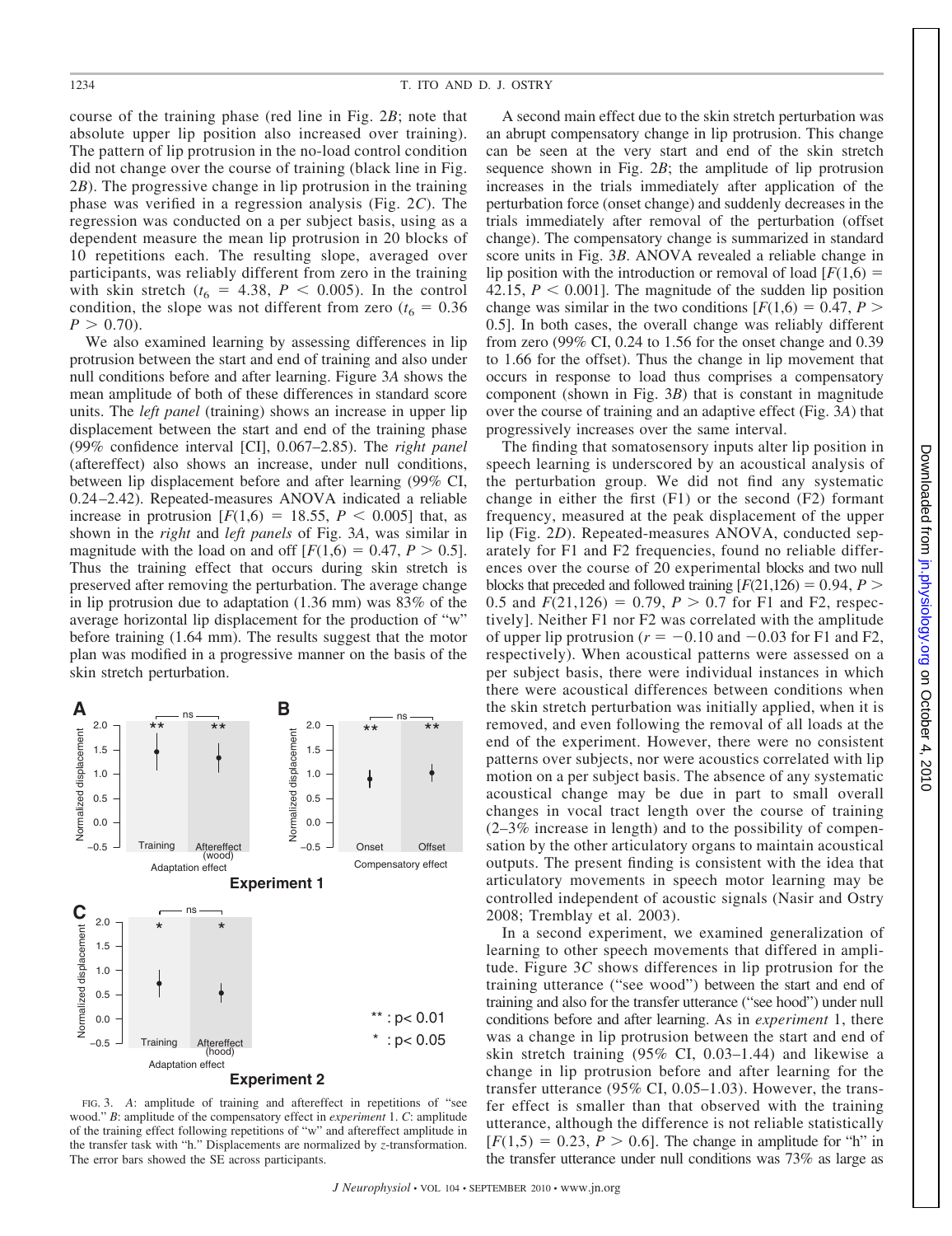course of the training phase (red line in Fig. 2*B*; note that absolute upper lip position also increased over training). The pattern of lip protrusion in the no-load control condition did not change over the course of training (black line in Fig. 2*B*). The progressive change in lip protrusion in the training phase was verified in a regression analysis (Fig. 2*C*). The regression was conducted on a per subject basis, using as a dependent measure the mean lip protrusion in 20 blocks of 10 repetitions each. The resulting slope, averaged over participants, was reliably different from zero in the training with skin stretch ($t_6$ = 4.38, $P < 0.005$). In the control condition, the slope was not different from zero ($t_6$ = 0.36 $P > 0.70$).

We also examined learning by assessing differences in lip protrusion between the start and end of training and also under null conditions before and after learning. Figure 3*A* shows the mean amplitude of both of these differences in standard score units. The *left panel* (training) shows an increase in upper lip displacement between the start and end of the training phase (99% confidence interval [CI], 0.067–2.85). The *right panel* (aftereffect) also shows an increase, under null conditions, between lip displacement before and after learning (99% CI, 0.24–2.42). Repeated-measures ANOVA indicated a reliable increase in protrusion [$F(1,6)$ = 18.55, $P < 0.005$] that, as shown in the *right* and *left panels* of Fig. 3*A*, was similar in magnitude with the load on and off [$F(1,6)$ = 0.47, $P > 0.5$]. Thus the training effect that occurs during skin stretch is preserved after removing the perturbation. The average change in lip protrusion due to adaptation (1.36 mm) was 83% of the average horizontal lip displacement for the production of "w" before training (1.64 mm). The results suggest that the motor plan was modified in a progressive manner on the basis of the skin stretch perturbation.

A
ns
** **
2.0
1.5
1.0
0.5
0.0
−0.5
Normalized displacement
Training
Aftereffect (wood)
Adaptation effect

B
ns
** **
2.0
1.5
1.0
0.5
0.0
−0.5
Normalized displacement
Onset
Offset
Compensatory effect

Experiment 1

C
ns
* *
2.0
1.5
1.0
0.5
0.0
−0.5
Normalized displacement
Training
Aftereffect (hood)
Adaptation effect

** : p< 0.01
* : p< 0.05

Experiment 2

FIG. 3. *A*: amplitude of training and aftereffect in repetitions of "see wood." *B*: amplitude of the compensatory effect in *experiment* 1. *C*: amplitude of the training effect following repetitions of "w" and aftereffect amplitude in the transfer task with "h." Displacements are normalized by *z*-transformation. The error bars showed the SE across participants.

A second main effect due to the skin stretch perturbation was an abrupt compensatory change in lip protrusion. This change can be seen at the very start and end of the skin stretch sequence shown in Fig. 2*B*; the amplitude of lip protrusion increases in the trials immediately after application of the perturbation force (onset change) and suddenly decreases in the trials immediately after removal of the perturbation (offset change). The compensatory change is summarized in standard score units in Fig. 3*B*. ANOVA revealed a reliable change in lip position with the introduction or removal of load [$F(1,6)$ = 42.15, $P < 0.001$]. The magnitude of the sudden lip position change was similar in the two conditions [$F(1,6)$ = 0.47, $P >$ 0.5]. In both cases, the overall change was reliably different from zero (99% CI, 0.24 to 1.56 for the onset change and 0.39 to 1.66 for the offset). Thus the change in lip movement that occurs in response to load thus comprises a compensatory component (shown in Fig. 3*B*) that is constant in magnitude over the course of training and an adaptive effect (Fig. 3*A*) that progressively increases over the same interval.

The finding that somatosensory inputs alter lip position in speech learning is underscored by an acoustical analysis of the perturbation group. We did not find any systematic change in either the first (F1) or the second (F2) formant frequency, measured at the peak displacement of the upper lip (Fig. 2*D*). Repeated-measures ANOVA, conducted separately for F1 and F2 frequencies, found no reliable differences over the course of 20 experimental blocks and two null blocks that preceded and followed training [$F(21,126)$ = 0.94, $P >$ 0.5 and $F(21,126)$ = 0.79, $P > 0.7$ for F1 and F2, respectively]. Neither F1 nor F2 was correlated with the amplitude of upper lip protrusion ($r$ = −0.10 and −0.03 for F1 and F2, respectively). When acoustical patterns were assessed on a per subject basis, there were individual instances in which there were acoustical differences between conditions when the skin stretch perturbation was initially applied, when it is removed, and even following the removal of all loads at the end of the experiment. However, there were no consistent patterns over subjects, nor were acoustics correlated with lip motion on a per subject basis. The absence of any systematic acoustical change may be due in part to small overall changes in vocal tract length over the course of training (2–3% increase in length) and to the possibility of compensation by the other articulatory organs to maintain acoustical outputs. The present finding is consistent with the idea that articulatory movements in speech motor learning may be controlled independent of acoustic signals (Nasir and Ostry 2008; Tremblay et al. 2003).

In a second experiment, we examined generalization of learning to other speech movements that differed in amplitude. Figure 3*C* shows differences in lip protrusion for the training utterance ("see wood") between the start and end of training and also for the transfer utterance ("see hood") under null conditions before and after learning. As in *experiment* 1, there was a change in lip protrusion between the start and end of skin stretch training (95% CI, 0.03–1.44) and likewise a change in lip protrusion before and after learning for the transfer utterance (95% CI, 0.05–1.03). However, the transfer effect is smaller than that observed with the training utterance, although the difference is not reliable statistically [$F(1,5)$ = 0.23, $P > 0.6$]. The change in amplitude for "h" in the transfer utterance under null conditions was 73% as large as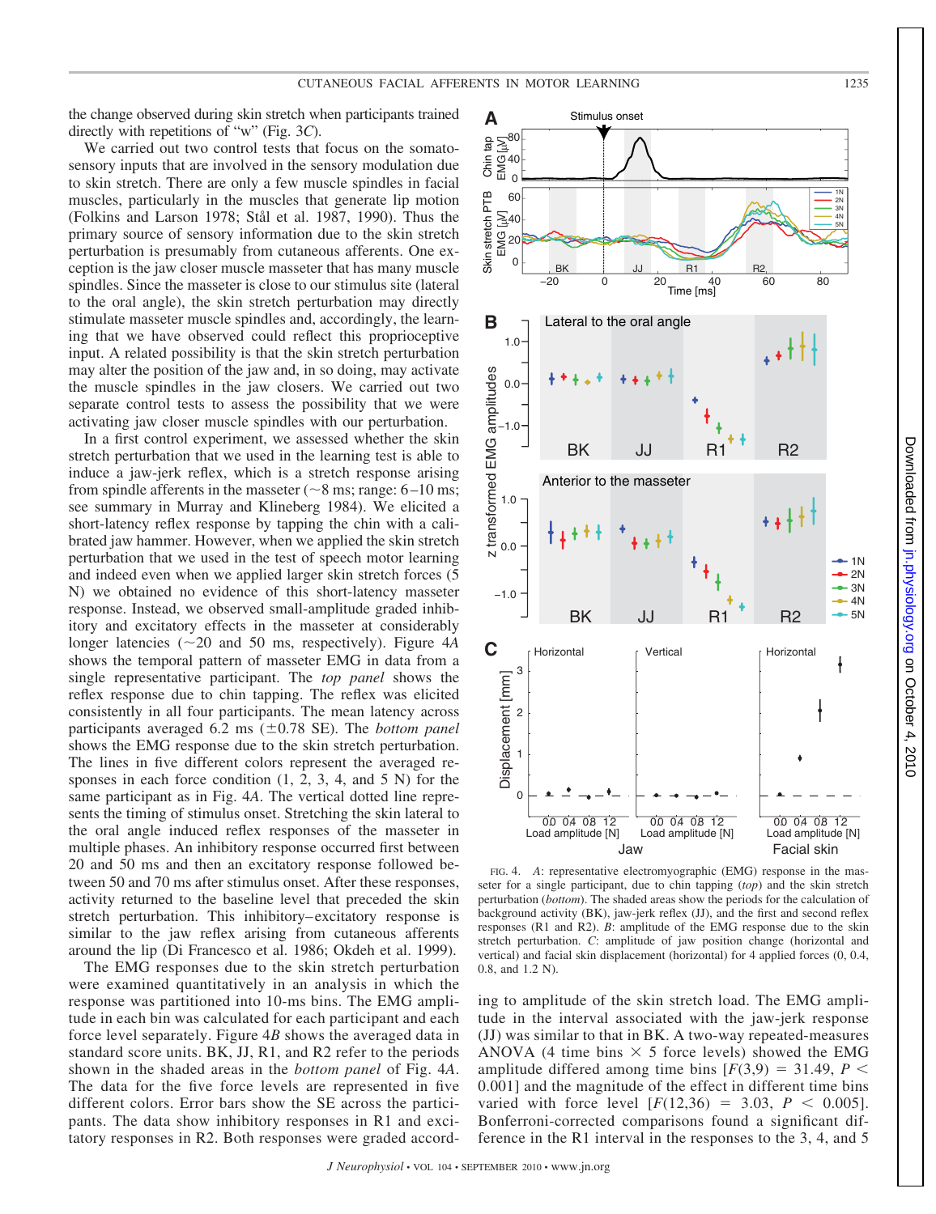the change observed during skin stretch when participants trained directly with repetitions of "w" (Fig. 3*C*).

We carried out two control tests that focus on the somatosensory inputs that are involved in the sensory modulation due to skin stretch. There are only a few muscle spindles in facial muscles, particularly in the muscles that generate lip motion (Folkins and Larson 1978; Stål et al. 1987, 1990). Thus the primary source of sensory information due to the skin stretch perturbation is presumably from cutaneous afferents. One exception is the jaw closer muscle masseter that has many muscle spindles. Since the masseter is close to our stimulus site (lateral to the oral angle), the skin stretch perturbation may directly stimulate masseter muscle spindles and, accordingly, the learning that we have observed could reflect this proprioceptive input. A related possibility is that the skin stretch perturbation may alter the position of the jaw and, in so doing, may activate the muscle spindles in the jaw closers. We carried out two separate control tests to assess the possibility that we were activating jaw closer muscle spindles with our perturbation.

In a first control experiment, we assessed whether the skin stretch perturbation that we used in the learning test is able to induce a jaw-jerk reflex, which is a stretch response arising from spindle afferents in the masseter (~8 ms; range: 6–10 ms; see summary in Murray and Klineberg 1984). We elicited a short-latency reflex response by tapping the chin with a calibrated jaw hammer. However, when we applied the skin stretch perturbation that we used in the test of speech motor learning and indeed even when we applied larger skin stretch forces (5 N) we obtained no evidence of this short-latency masseter response. Instead, we observed small-amplitude graded inhibitory and excitatory effects in the masseter at considerably longer latencies (~20 and 50 ms, respectively). Figure 4*A* shows the temporal pattern of masseter EMG in data from a single representative participant. The *top panel* shows the reflex response due to chin tapping. The reflex was elicited consistently in all four participants. The mean latency across participants averaged 6.2 ms (±0.78 SE). The *bottom panel* shows the EMG response due to the skin stretch perturbation. The lines in five different colors represent the averaged responses in each force condition (1, 2, 3, 4, and 5 N) for the same participant as in Fig. 4*A*. The vertical dotted line represents the timing of stimulus onset. Stretching the skin lateral to the oral angle induced reflex responses of the masseter in multiple phases. An inhibitory response occurred first between 20 and 50 ms and then an excitatory response followed between 50 and 70 ms after stimulus onset. After these responses, activity returned to the baseline level that preceded the skin stretch perturbation. This inhibitory–excitatory response is similar to the jaw reflex arising from cutaneous afferents around the lip (Di Francesco et al. 1986; Okdeh et al. 1999).

The EMG responses due to the skin stretch perturbation were examined quantitatively in an analysis in which the response was partitioned into 10-ms bins. The EMG amplitude in each bin was calculated for each participant and each force level separately. Figure 4*B* shows the averaged data in standard score units. BK, JJ, R1, and R2 refer to the periods shown in the shaded areas in the *bottom panel* of Fig. 4*A*. The data for the five force levels are represented in five different colors. Error bars show the SE across the participants. The data show inhibitory responses in R1 and excitatory responses in R2. Both responses were graded according to amplitude of the skin stretch load. The EMG amplitude in the interval associated with the jaw-jerk response (JJ) was similar to that in BK. A two-way repeated-measures ANOVA (4 time bins × 5 force levels) showed the EMG amplitude differed among time bins [$F(3,9) = 31.49$, $P < 0.001$] and the magnitude of the effect in different time bins varied with force level [$F(12,36) = 3.03$, $P < 0.005$]. Bonferroni-corrected comparisons found a significant difference in the R1 interval in the responses to the 3, 4, and 5

A
Stimulus onset
Chin tap EMG [μV]
80
40
0
Skin stretch PTB EMG [μV]
60
40
20
0
BK JJ R1 R2
1N 2N 3N 4N 5N
−20 0 20 40 60 80
Time [ms]

B
z transformed EMG amplitudes
Lateral to the oral angle
1.0
0.0
−1.0
BK JJ R1 R2
Anterior to the masseter
1.0
0.0
−1.0
BK JJ R1 R2
1N 2N 3N 4N 5N

C
Displacement [mm]
Horizontal Vertical Horizontal
3
2
1
0
0.0 0.4 0.8 1.2
Load amplitude [N]
Jaw
Facial skin

FIG. 4. *A*: representative electromyographic (EMG) response in the masseter for a single participant, due to chin tapping (*top*) and the skin stretch perturbation (*bottom*). The shaded areas show the periods for the calculation of background activity (BK), jaw-jerk reflex (JJ), and the first and second reflex responses (R1 and R2). *B*: amplitude of the EMG response due to the skin stretch perturbation. *C*: amplitude of jaw position change (horizontal and vertical) and facial skin displacement (horizontal) for 4 applied forces (0, 0.4, 0.8, and 1.2 N).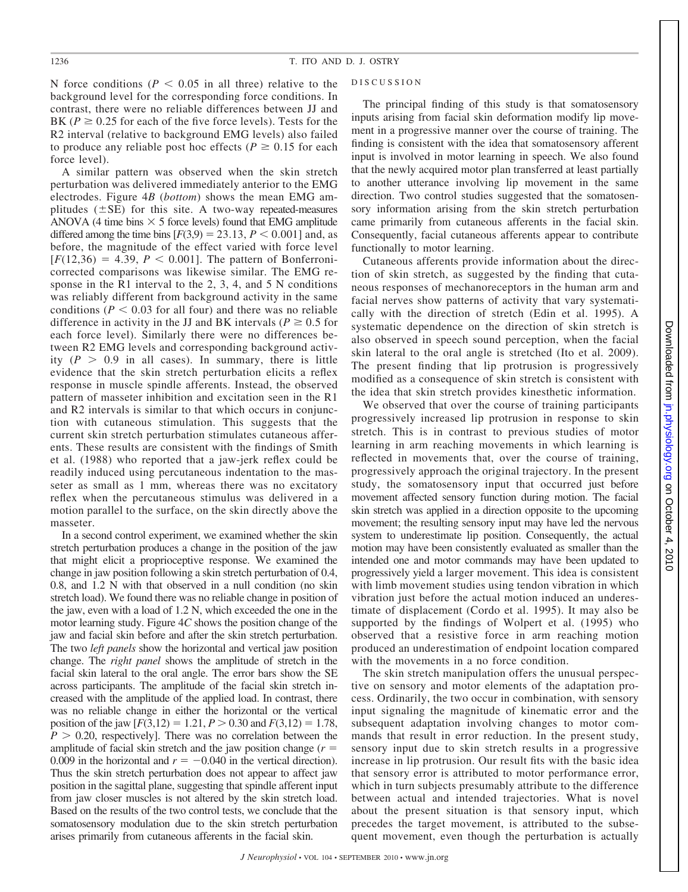N force conditions ($P < 0.05$ in all three) relative to the background level for the corresponding force conditions. In contrast, there were no reliable differences between JJ and BK ($P \geq 0.25$ for each of the five force levels). Tests for the R2 interval (relative to background EMG levels) also failed to produce any reliable post hoc effects ($P \geq 0.15$ for each force level).

A similar pattern was observed when the skin stretch perturbation was delivered immediately anterior to the EMG electrodes. Figure 4*B* (*bottom*) shows the mean EMG amplitudes (±SE) for this site. A two-way repeated-measures ANOVA (4 time bins × 5 force levels) found that EMG amplitude differed among the time bins [$F(3,9) = 23.13$, $P < 0.001$] and, as before, the magnitude of the effect varied with force level [$F(12,36) = 4.39$, $P < 0.001$]. The pattern of Bonferroni-corrected comparisons was likewise similar. The EMG response in the R1 interval to the 2, 3, 4, and 5 N conditions was reliably different from background activity in the same conditions ($P < 0.03$ for all four) and there was no reliable difference in activity in the JJ and BK intervals ($P \geq 0.5$ for each force level). Similarly there were no differences between R2 EMG levels and corresponding background activity ($P > 0.9$ in all cases). In summary, there is little evidence that the skin stretch perturbation elicits a reflex response in muscle spindle afferents. Instead, the observed pattern of masseter inhibition and excitation seen in the R1 and R2 intervals is similar to that which occurs in conjunction with cutaneous stimulation. This suggests that the current skin stretch perturbation stimulates cutaneous afferents. These results are consistent with the findings of Smith et al. (1988) who reported that a jaw-jerk reflex could be readily induced using percutaneous indentation to the masseter as small as 1 mm, whereas there was no excitatory reflex when the percutaneous stimulus was delivered in a motion parallel to the surface, on the skin directly above the masseter.

In a second control experiment, we examined whether the skin stretch perturbation produces a change in the position of the jaw that might elicit a proprioceptive response. We examined the change in jaw position following a skin stretch perturbation of 0.4, 0.8, and 1.2 N with that observed in a null condition (no skin stretch load). We found there was no reliable change in position of the jaw, even with a load of 1.2 N, which exceeded the one in the motor learning study. Figure 4*C* shows the position change of the jaw and facial skin before and after the skin stretch perturbation. The two *left panels* show the horizontal and vertical jaw position change. The *right panel* shows the amplitude of stretch in the facial skin lateral to the oral angle. The error bars show the SE across participants. The amplitude of the facial skin stretch increased with the amplitude of the applied load. In contrast, there was no reliable change in either the horizontal or the vertical position of the jaw [$F(3,12) = 1.21$, $P > 0.30$ and $F(3,12) = 1.78$, $P > 0.20$, respectively]. There was no correlation between the amplitude of facial skin stretch and the jaw position change ($r = 0.009$ in the horizontal and $r = -0.040$ in the vertical direction). Thus the skin stretch perturbation does not appear to affect jaw position in the sagittal plane, suggesting that spindle afferent input from jaw closer muscles is not altered by the skin stretch load. Based on the results of the two control tests, we conclude that the somatosensory modulation due to the skin stretch perturbation arises primarily from cutaneous afferents in the facial skin.

## DISCUSSION

The principal finding of this study is that somatosensory inputs arising from facial skin deformation modify lip movement in a progressive manner over the course of training. The finding is consistent with the idea that somatosensory afferent input is involved in motor learning in speech. We also found that the newly acquired motor plan transferred at least partially to another utterance involving lip movement in the same direction. Two control studies suggested that the somatosensory information arising from the skin stretch perturbation came primarily from cutaneous afferents in the facial skin. Consequently, facial cutaneous afferents appear to contribute functionally to motor learning.

Cutaneous afferents provide information about the direction of skin stretch, as suggested by the finding that cutaneous responses of mechanoreceptors in the human arm and facial nerves show patterns of activity that vary systematically with the direction of stretch (Edin et al. 1995). A systematic dependence on the direction of skin stretch is also observed in speech sound perception, when the facial skin lateral to the oral angle is stretched (Ito et al. 2009). The present finding that lip protrusion is progressively modified as a consequence of skin stretch is consistent with the idea that skin stretch provides kinesthetic information.

We observed that over the course of training participants progressively increased lip protrusion in response to skin stretch. This is in contrast to previous studies of motor learning in arm reaching movements in which learning is reflected in movements that, over the course of training, progressively approach the original trajectory. In the present study, the somatosensory input that occurred just before movement affected sensory function during motion. The facial skin stretch was applied in a direction opposite to the upcoming movement; the resulting sensory input may have led the nervous system to underestimate lip position. Consequently, the actual motion may have been consistently evaluated as smaller than the intended one and motor commands may have been updated to progressively yield a larger movement. This idea is consistent with limb movement studies using tendon vibration in which vibration just before the actual motion induced an underestimate of displacement (Cordo et al. 1995). It may also be supported by the findings of Wolpert et al. (1995) who observed that a resistive force in arm reaching motion produced an underestimation of endpoint location compared with the movements in a no force condition.

The skin stretch manipulation offers the unusual perspective on sensory and motor elements of the adaptation process. Ordinarily, the two occur in combination, with sensory input signaling the magnitude of kinematic error and the subsequent adaptation involving changes to motor commands that result in error reduction. In the present study, sensory input due to skin stretch results in a progressive increase in lip protrusion. Our result fits with the basic idea that sensory error is attributed to motor performance error, which in turn subjects presumably attribute to the difference between actual and intended trajectories. What is novel about the present situation is that sensory input, which precedes the target movement, is attributed to the subsequent movement, even though the perturbation is actually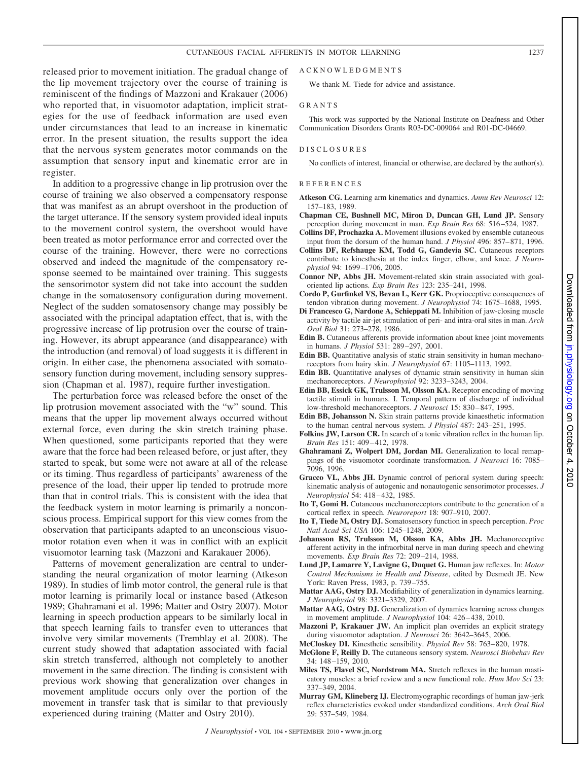released prior to movement initiation. The gradual change of the lip movement trajectory over the course of training is reminiscent of the findings of Mazzoni and Krakauer (2006) who reported that, in visuomotor adaptation, implicit strategies for the use of feedback information are used even under circumstances that lead to an increase in kinematic error. In the present situation, the results support the idea that the nervous system generates motor commands on the assumption that sensory input and kinematic error are in register.

In addition to a progressive change in lip protrusion over the course of training we also observed a compensatory response that was manifest as an abrupt overshoot in the production of the target utterance. If the sensory system provided ideal inputs to the movement control system, the overshoot would have been treated as motor performance error and corrected over the course of the training. However, there were no corrections observed and indeed the magnitude of the compensatory response seemed to be maintained over training. This suggests the sensorimotor system did not take into account the sudden change in the somatosensory configuration during movement. Neglect of the sudden somatosensory change may possibly be associated with the principal adaptation effect, that is, with the progressive increase of lip protrusion over the course of training. However, its abrupt appearance (and disappearance) with the introduction (and removal) of load suggests it is different in origin. In either case, the phenomena associated with somatosensory function during movement, including sensory suppression (Chapman et al. 1987), require further investigation.

The perturbation force was released before the onset of the lip protrusion movement associated with the "w" sound. This means that the upper lip movement always occurred without external force, even during the skin stretch training phase. When questioned, some participants reported that they were aware that the force had been released before, or just after, they started to speak, but some were not aware at all of the release or its timing. Thus regardless of participants' awareness of the presence of the load, their upper lip tended to protrude more than that in control trials. This is consistent with the idea that the feedback system in motor learning is primarily a nonconscious process. Empirical support for this view comes from the observation that participants adapted to an unconscious visuomotor rotation even when it was in conflict with an explicit visuomotor learning task (Mazzoni and Karakauer 2006).

Patterns of movement generalization are central to understanding the neural organization of motor learning (Atkeson 1989). In studies of limb motor control, the general rule is that motor learning is primarily local or instance based (Atkeson 1989; Ghahramani et al. 1996; Matter and Ostry 2007). Motor learning in speech production appears to be similarly local in that speech learning fails to transfer even to utterances that involve very similar movements (Tremblay et al. 2008). The current study showed that adaptation associated with facial skin stretch transferred, although not completely to another movement in the same direction. The finding is consistent with previous work showing that generalization over changes in movement amplitude occurs only over the portion of the movement in transfer task that is similar to that previously experienced during training (Matter and Ostry 2010).

## ACKNOWLEDGMENTS

We thank M. Tiede for advice and assistance.

## GRANTS

This work was supported by the National Institute on Deafness and Other Communication Disorders Grants R03-DC-009064 and R01-DC-04669.

## DISCLOSURES

No conflicts of interest, financial or otherwise, are declared by the author(s).

## REFERENCES

**Atkeson CG.** Learning arm kinematics and dynamics. *Annu Rev Neurosci* 12: 157–183, 1989.

**Chapman CE, Bushnell MC, Miron D, Duncan GH, Lund JP.** Sensory perception during movement in man. *Exp Brain Res* 68: 516–524, 1987.

**Collins DF, Prochazka A.** Movement illusions evoked by ensemble cutaneous input from the dorsum of the human hand. *J Physiol* 496: 857–871, 1996.

**Collins DF, Refshauge KM, Todd G, Gandevia SC.** Cutaneous receptors contribute to kinesthesia at the index finger, elbow, and knee. *J Neurophysiol* 94: 1699–1706, 2005.

**Connor NP, Abbs JH.** Movement-related skin strain associated with goal-oriented lip actions. *Exp Brain Res* 123: 235–241, 1998.

**Cordo P, Gurfinkel VS, Bevan L, Kerr GK.** Proprioceptive consequences of tendon vibration during movement. *J Neurophysiol* 74: 1675–1688, 1995.

**Di Francesco G, Nardone A, Schieppati M.** Inhibition of jaw-closing muscle activity by tactile air-jet stimulation of peri- and intra-oral sites in man. *Arch Oral Biol* 31: 273–278, 1986.

**Edin B.** Cutaneous afferents provide information about knee joint movements in humans. *J Physiol* 531: 289–297, 2001.

**Edin BB.** Quantitative analysis of static strain sensitivity in human mechanoreceptors from hairy skin. *J Neurophysiol* 67: 1105–1113, 1992.

**Edin BB.** Quantitative analyses of dynamic strain sensitivity in human skin mechanoreceptors. *J Neurophysiol* 92: 3233–3243, 2004.

**Edin BB, Essick GK, Trulsson M, Olsson KA.** Receptor encoding of moving tactile stimuli in humans. I. Temporal pattern of discharge of individual low-threshold mechanoreceptors. *J Neurosci* 15: 830–847, 1995.

**Edin BB, Johansson N.** Skin strain patterns provide kinaesthetic information to the human central nervous system. *J Physiol* 487: 243–251, 1995.

**Folkins JW, Larson CR.** In search of a tonic vibration reflex in the human lip. *Brain Res* 151: 409–412, 1978.

**Ghahramani Z, Wolpert DM, Jordan MI.** Generalization to local remappings of the visuomotor coordinate transformation. *J Neurosci* 16: 7085–7096, 1996.

**Gracco VL, Abbs JH.** Dynamic control of perioral system during speech: kinematic analysis of autogenic and nonautogenic sensorimotor processes. *J Neurophysiol* 54: 418–432, 1985.

**Ito T, Gomi H.** Cutaneous mechanoreceptors contribute to the generation of a cortical reflex in speech. *Neuroreport* 18: 907–910, 2007.

**Ito T, Tiede M, Ostry DJ.** Somatosensory function in speech perception. *Proc Natl Acad Sci USA* 106: 1245–1248, 2009.

**Johansson RS, Trulsson M, Olsson KA, Abbs JH.** Mechanoreceptive afferent activity in the infraorbital nerve in man during speech and chewing movements. *Exp Brain Res* 72: 209–214, 1988.

**Lund JP, Lamarre Y, Lavigne G, Duquet G.** Human jaw reflexes. In: *Motor Control Mechanisms in Health and Disease*, edited by Desmedt JE. New York: Raven Press, 1983, p. 739–755.

**Mattar AAG, Ostry DJ.** Modifiability of generalization in dynamics learning. *J Neurophysiol* 98: 3321–3329, 2007.

**Mattar AAG, Ostry DJ.** Generalization of dynamics learning across changes in movement amplitude. *J Neurophysiol* 104: 426–438, 2010.

**Mazzoni P, Krakauer JW.** An implicit plan overrides an explicit strategy during visuomotor adaptation. *J Neurosci* 26: 3642–3645, 2006.

**McCloskey DI.** Kinesthetic sensibility. *Physiol Rev* 58: 763–820, 1978.

**McGlone F, Reilly D.** The cutaneous sensory system. *Neurosci Biobehav Rev* 34: 148–159, 2010.

**Miles TS, Flavel SC, Nordstrom MA.** Stretch reflexes in the human masticatory muscles: a brief review and a new functional role. *Hum Mov Sci* 23: 337–349, 2004.

**Murray GM, Klineberg IJ.** Electromyographic recordings of human jaw-jerk reflex characteristics evoked under standardized conditions. *Arch Oral Biol* 29: 537–549, 1984.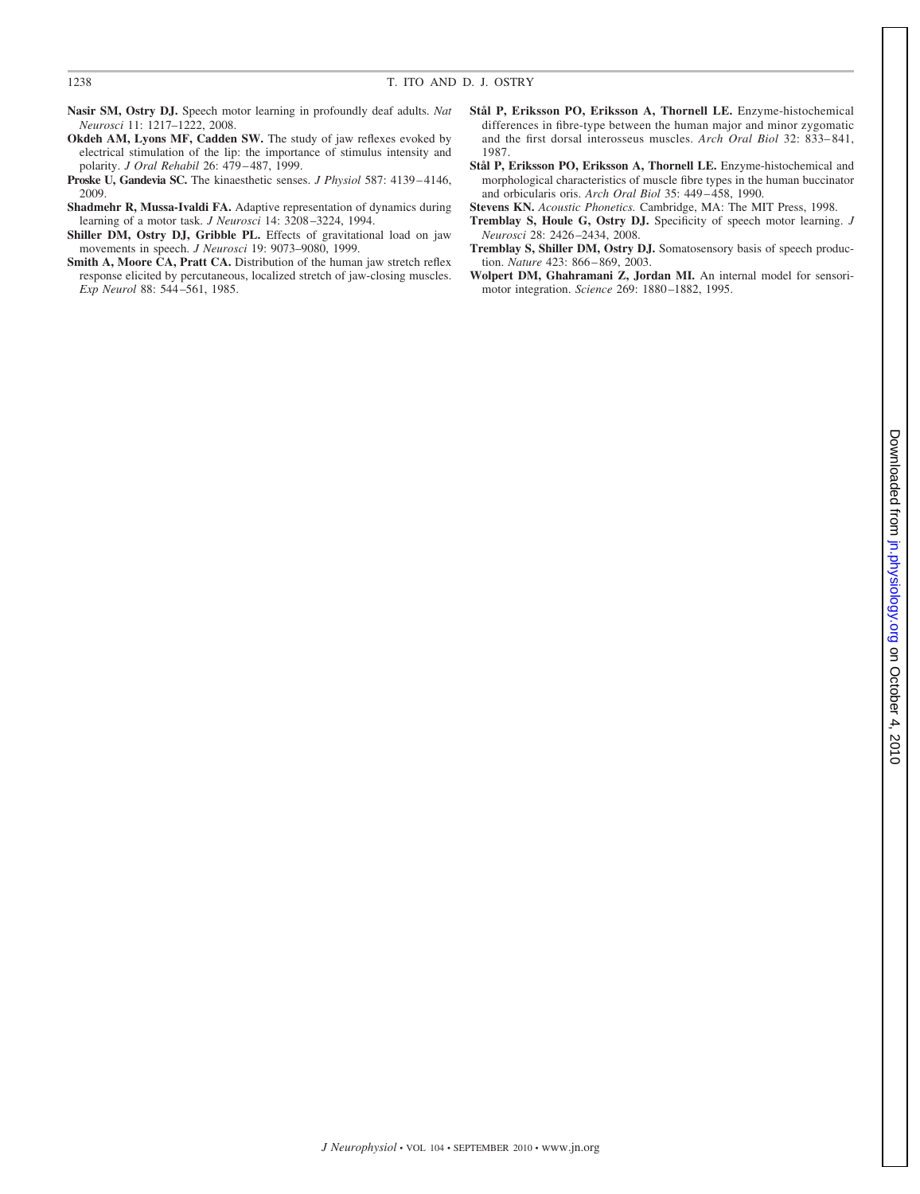**Nasir SM, Ostry DJ.** Speech motor learning in profoundly deaf adults. *Nat Neurosci* 11: 1217–1222, 2008.

**Okdeh AM, Lyons MF, Cadden SW.** The study of jaw reflexes evoked by electrical stimulation of the lip: the importance of stimulus intensity and polarity. *J Oral Rehabil* 26: 479–487, 1999.

**Proske U, Gandevia SC.** The kinaesthetic senses. *J Physiol* 587: 4139–4146, 2009.

**Shadmehr R, Mussa-Ivaldi FA.** Adaptive representation of dynamics during learning of a motor task. *J Neurosci* 14: 3208–3224, 1994.

**Shiller DM, Ostry DJ, Gribble PL.** Effects of gravitational load on jaw movements in speech. *J Neurosci* 19: 9073–9080, 1999.

**Smith A, Moore CA, Pratt CA.** Distribution of the human jaw stretch reflex response elicited by percutaneous, localized stretch of jaw-closing muscles. *Exp Neurol* 88: 544–561, 1985.

**Stål P, Eriksson PO, Eriksson A, Thornell LE.** Enzyme-histochemical differences in fibre-type between the human major and minor zygomatic and the first dorsal interosseus muscles. *Arch Oral Biol* 32: 833–841, 1987.

**Stål P, Eriksson PO, Eriksson A, Thornell LE.** Enzyme-histochemical and morphological characteristics of muscle fibre types in the human buccinator and orbicularis oris. *Arch Oral Biol* 35: 449–458, 1990.

**Stevens KN.** *Acoustic Phonetics.* Cambridge, MA: The MIT Press, 1998.

**Tremblay S, Houle G, Ostry DJ.** Specificity of speech motor learning. *J Neurosci* 28: 2426–2434, 2008.

**Tremblay S, Shiller DM, Ostry DJ.** Somatosensory basis of speech production. *Nature* 423: 866–869, 2003.

**Wolpert DM, Ghahramani Z, Jordan MI.** An internal model for sensorimotor integration. *Science* 269: 1880–1882, 1995.